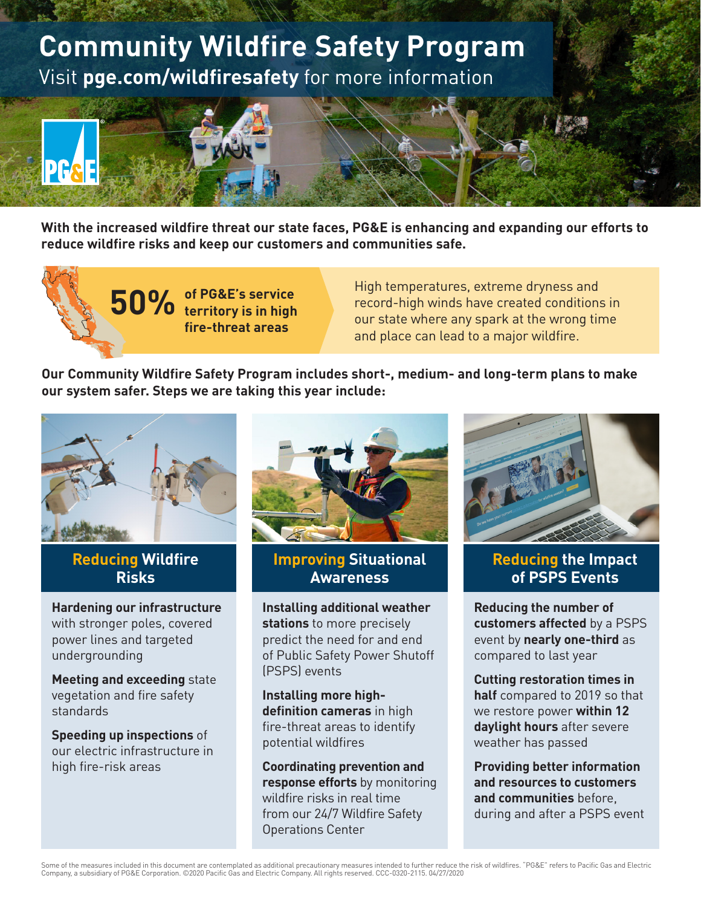# Community Wildfire Safety Program

Visit **pge.com/wildfiresafety** for more information

**With the increased wildfire threat our state faces, PG&E is enhancing and expanding our efforts to reduce wildfire risks and keep our customers and communities safe.**

**50% of PG&E's service territory is in high fire-threat areas**

High temperatures, extreme dryness and record-high winds have created conditions in our state where any spark at the wrong time and place can lead to a major wildfire.

**Our Community Wildfire Safety Program includes short-, medium- and long-term plans to make our system safer. Steps we are taking this year include:**

## Reducing Wildfire Risks

**Hardening our infrastructure** with stronger poles, covered power lines and targeted undergrounding

**Meeting and exceeding** state vegetation and fire safety standards

**Speeding up inspections** of our electric infrastructure in high fire-risk areas

## Improving Situational Awareness

**Installing additional weather stations** to more precisely predict the need for and end of Public Safety Power Shutoff (PSPS) events

**Installing more high-definition cameras** in high fire-threat areas to identify potential wildfires

**Coordinating prevention and response efforts** by monitoring wildfire risks in real time from our 24/7 Wildfire Safety Operations Center

## Reducing the Impact of PSPS Events

**Reducing the number of customers affected** by a PSPS event by **nearly one-third** as compared to last year

**Cutting restoration times in half** compared to 2019 so that we restore power **within 12 daylight hours** after severe weather has passed

**Providing better information and resources to customers and communities** before, during and after a PSPS event

Some of the measures included in this document are contemplated as additional precautionary measures intended to further reduce the risk of wildfires. "PG&E" refers to Pacific Gas and Electric Company, a subsidiary of PG&E Corporation. ©2020 Pacific Gas and Electric Company. All rights reserved. CCC-0320-2115. 04/27/2020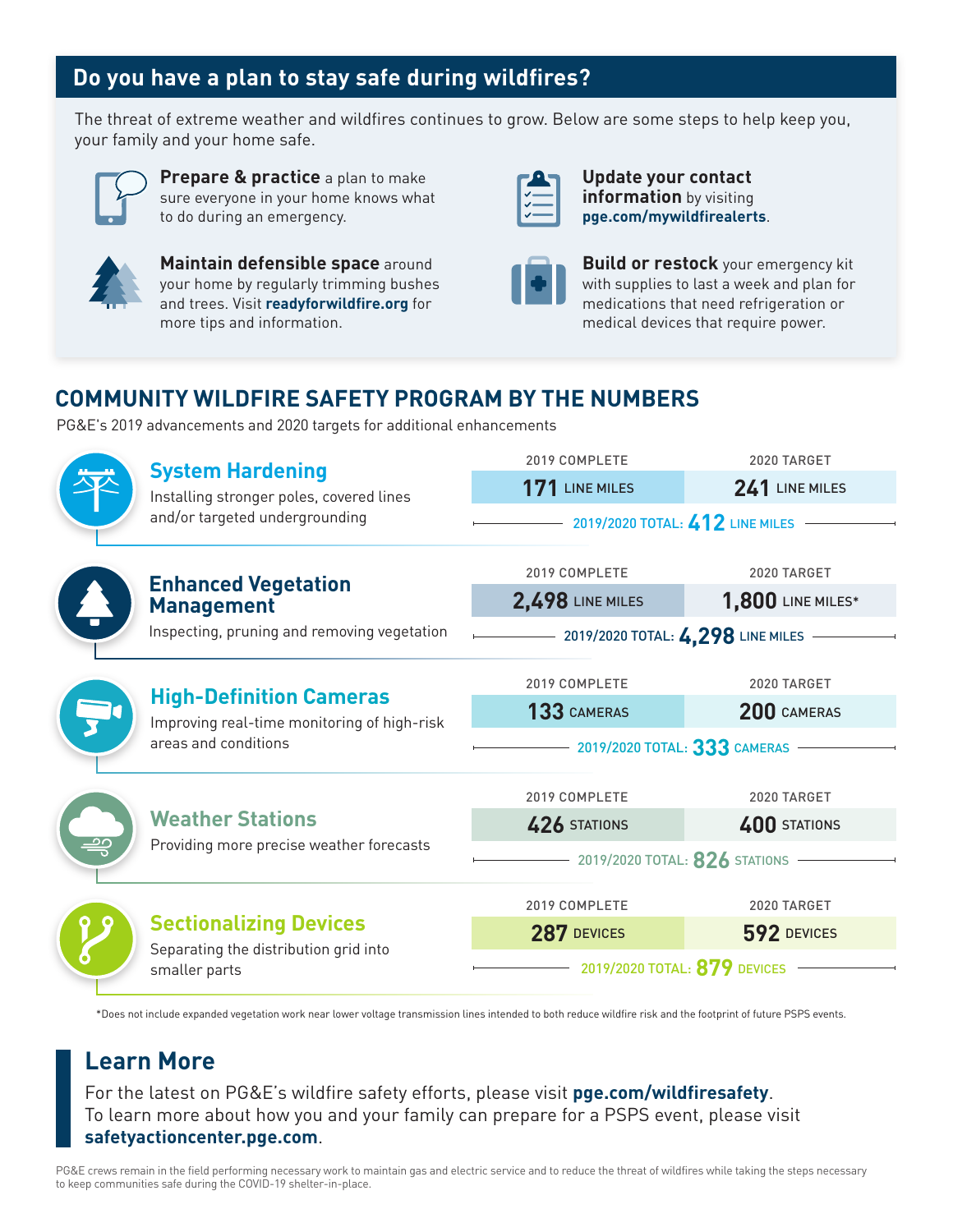## Do you have a plan to stay safe during wildfires?

The threat of extreme weather and wildfires continues to grow. Below are some steps to help keep you, your family and your home safe.

**Prepare & practice** a plan to make sure everyone in your home knows what to do during an emergency.

**Maintain defensible space** around your home by regularly trimming bushes and trees. Visit **readyforwildfire.org** for more tips and information.

**Update your contact information** by visiting **pge.com/mywildfirealerts**.

**Build or restock** your emergency kit with supplies to last a week and plan for medications that need refrigeration or medical devices that require power.

## COMMUNITY WILDFIRE SAFETY PROGRAM BY THE NUMBERS

PG&E's 2019 advancements and 2020 targets for additional enhancements

| | 2019 COMPLETE | 2020 TARGET | 2019/2020 TOTAL |
|---|---|---|---|
| **System Hardening** Installing stronger poles, covered lines and/or targeted undergrounding | 171 LINE MILES | 241 LINE MILES | 412 LINE MILES |
| **Enhanced Vegetation Management** Inspecting, pruning and removing vegetation | 2,498 LINE MILES | 1,800 LINE MILES* | 4,298 LINE MILES |
| **High-Definition Cameras** Improving real-time monitoring of high-risk areas and conditions | 133 CAMERAS | 200 CAMERAS | 333 CAMERAS |
| **Weather Stations** Providing more precise weather forecasts | 426 STATIONS | 400 STATIONS | 826 STATIONS |
| **Sectionalizing Devices** Separating the distribution grid into smaller parts | 287 DEVICES | 592 DEVICES | 879 DEVICES |

*Does not include expanded vegetation work near lower voltage transmission lines intended to both reduce wildfire risk and the footprint of future PSPS events.

## Learn More

For the latest on PG&E's wildfire safety efforts, please visit **pge.com/wildfiresafety**.
To learn more about how you and your family can prepare for a PSPS event, please visit **safetyactioncenter.pge.com**.

PG&E crews remain in the field performing necessary work to maintain gas and electric service and to reduce the threat of wildfires while taking the steps necessary to keep communities safe during the COVID-19 shelter-in-place.